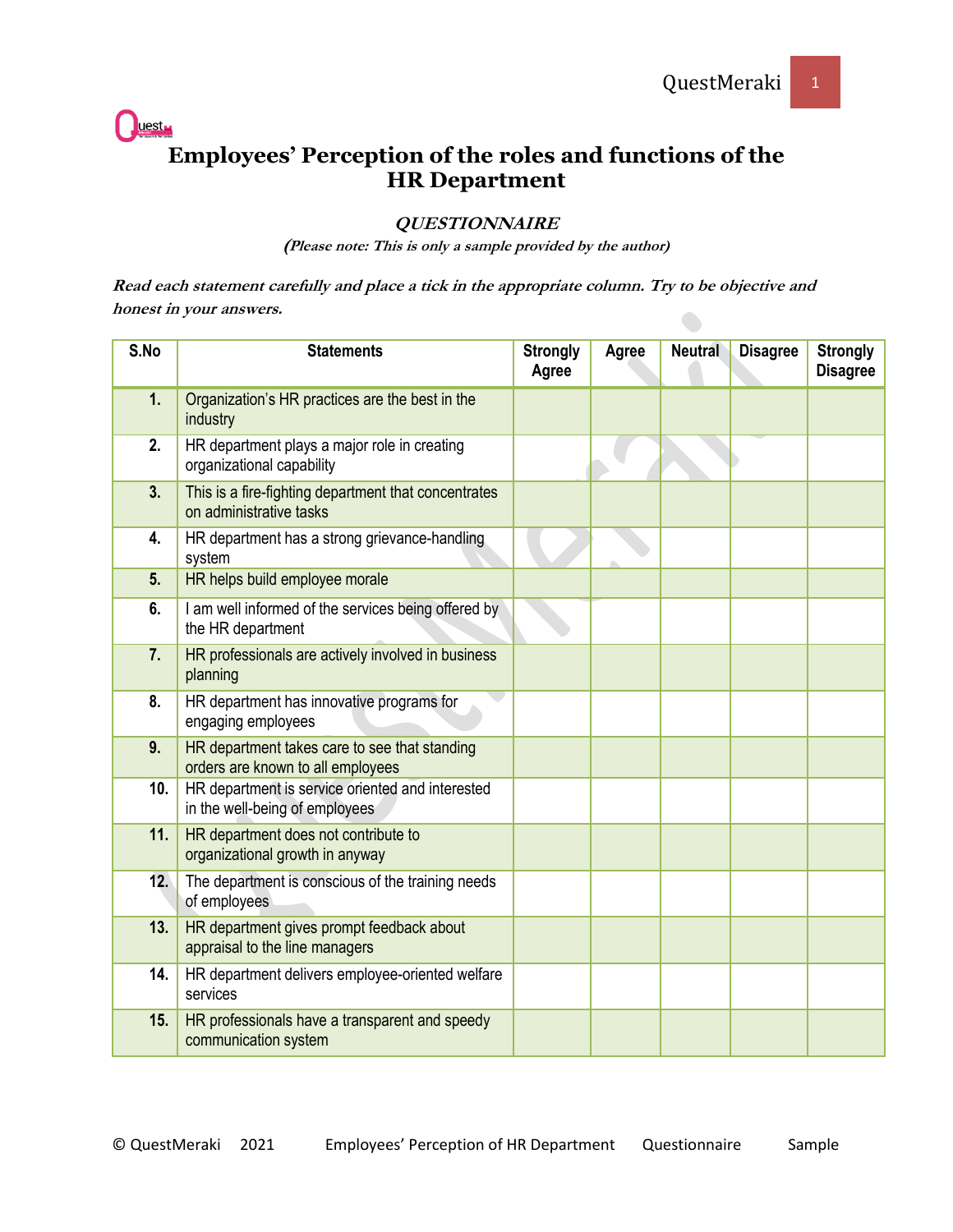# Employees' Perception of the roles and functions of the HR Department

### *QUESTIONNAIRE*

***(Please note: This is only a sample provided by the author)***

***Read each statement carefully and place a tick in the appropriate column. Try to be objective and honest in your answers.***

| S.No | Statements | Strongly Agree | Agree | Neutral | Disagree | Strongly Disagree |
|---|---|---|---|---|---|---|
| **1.** | Organization's HR practices are the best in the industry | | | | | |
| **2.** | HR department plays a major role in creating organizational capability | | | | | |
| **3.** | This is a fire-fighting department that concentrates on administrative tasks | | | | | |
| **4.** | HR department has a strong grievance-handling system | | | | | |
| **5.** | HR helps build employee morale | | | | | |
| **6.** | I am well informed of the services being offered by the HR department | | | | | |
| **7.** | HR professionals are actively involved in business planning | | | | | |
| **8.** | HR department has innovative programs for engaging employees | | | | | |
| **9.** | HR department takes care to see that standing orders are known to all employees | | | | | |
| **10.** | HR department is service oriented and interested in the well-being of employees | | | | | |
| **11.** | HR department does not contribute to organizational growth in anyway | | | | | |
| **12.** | The department is conscious of the training needs of employees | | | | | |
| **13.** | HR department gives prompt feedback about appraisal to the line managers | | | | | |
| **14.** | HR department delivers employee-oriented welfare services | | | | | |
| **15.** | HR professionals have a transparent and speedy communication system | | | | | |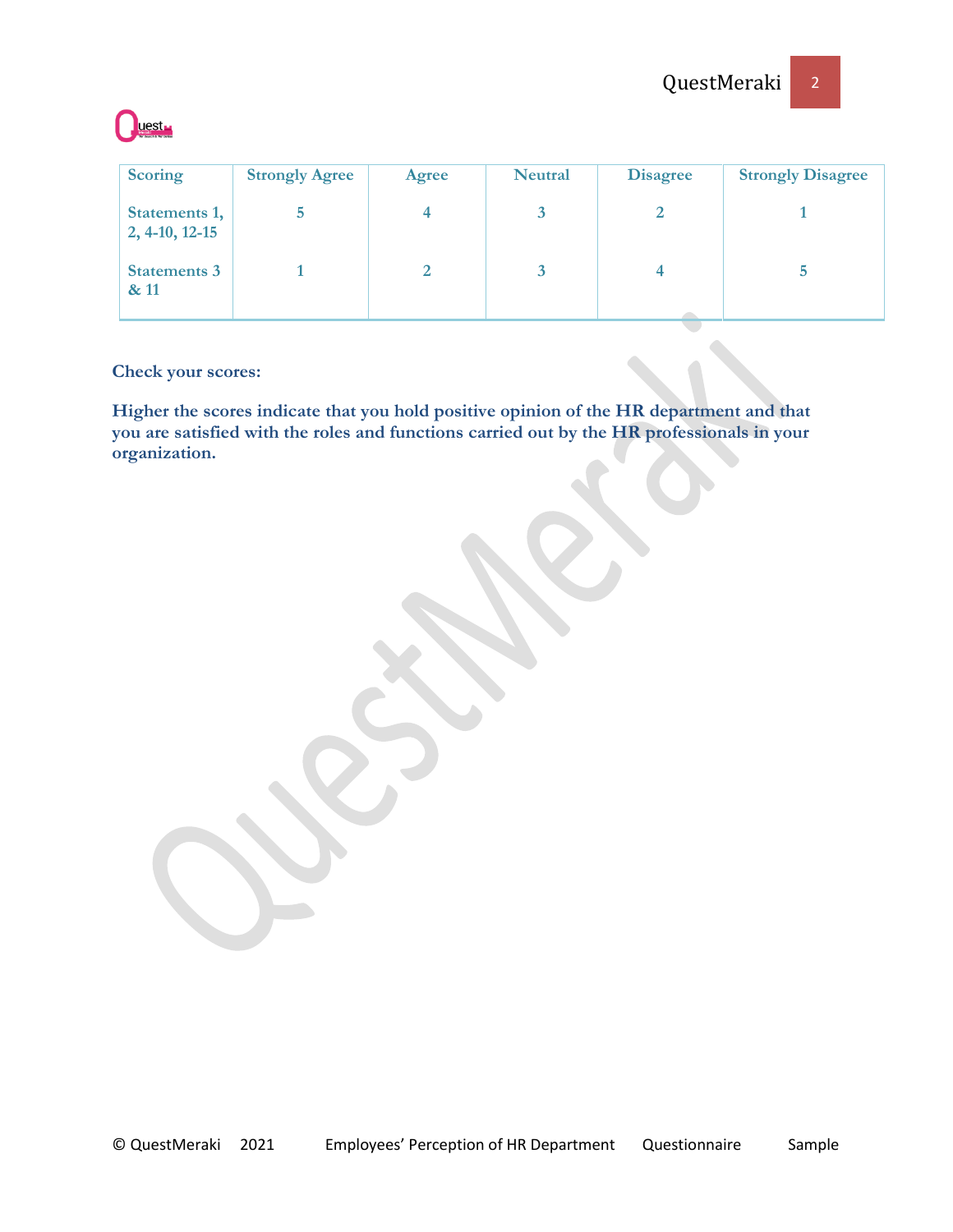| Scoring | Strongly Agree | Agree | Neutral | Disagree | Strongly Disagree |
|---|---|---|---|---|---|
| Statements 1, 2, 4-10, 12-15 | 5 | 4 | 3 | 2 | 1 |
| Statements 3 & 11 | 1 | 2 | 3 | 4 | 5 |

**Check your scores:**

**Higher the scores indicate that you hold positive opinion of the HR department and that you are satisfied with the roles and functions carried out by the HR professionals in your organization.**